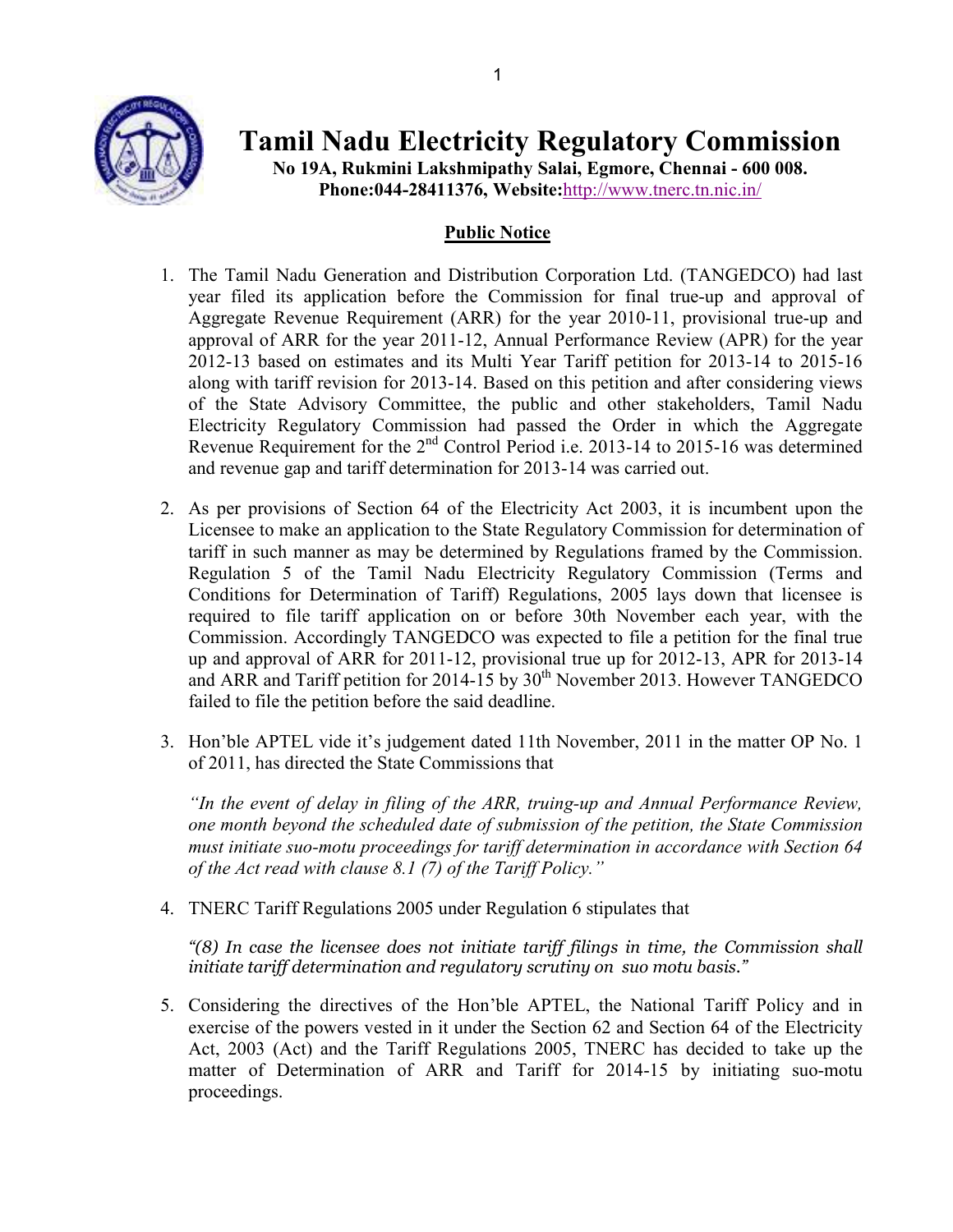# Tamil Nadu Electricity Regulatory Commission

**No 19A, Rukmini Lakshmipathy Salai, Egmore, Chennai - 600 008.**
**Phone:044-28411376, Website:**http://www.tnerc.tn.nic.in/

## Public Notice

1. The Tamil Nadu Generation and Distribution Corporation Ltd. (TANGEDCO) had last year filed its application before the Commission for final true-up and approval of Aggregate Revenue Requirement (ARR) for the year 2010-11, provisional true-up and approval of ARR for the year 2011-12, Annual Performance Review (APR) for the year 2012-13 based on estimates and its Multi Year Tariff petition for 2013-14 to 2015-16 along with tariff revision for 2013-14. Based on this petition and after considering views of the State Advisory Committee, the public and other stakeholders, Tamil Nadu Electricity Regulatory Commission had passed the Order in which the Aggregate Revenue Requirement for the 2nd Control Period i.e. 2013-14 to 2015-16 was determined and revenue gap and tariff determination for 2013-14 was carried out.

2. As per provisions of Section 64 of the Electricity Act 2003, it is incumbent upon the Licensee to make an application to the State Regulatory Commission for determination of tariff in such manner as may be determined by Regulations framed by the Commission. Regulation 5 of the Tamil Nadu Electricity Regulatory Commission (Terms and Conditions for Determination of Tariff) Regulations, 2005 lays down that licensee is required to file tariff application on or before 30th November each year, with the Commission. Accordingly TANGEDCO was expected to file a petition for the final true up and approval of ARR for 2011-12, provisional true up for 2012-13, APR for 2013-14 and ARR and Tariff petition for 2014-15 by 30th November 2013. However TANGEDCO failed to file the petition before the said deadline.

3. Hon'ble APTEL vide it's judgement dated 11th November, 2011 in the matter OP No. 1 of 2011, has directed the State Commissions that

   *"In the event of delay in filing of the ARR, truing-up and Annual Performance Review, one month beyond the scheduled date of submission of the petition, the State Commission must initiate suo-motu proceedings for tariff determination in accordance with Section 64 of the Act read with clause 8.1 (7) of the Tariff Policy."*

4. TNERC Tariff Regulations 2005 under Regulation 6 stipulates that

   *"(8) In case the licensee does not initiate tariff filings in time, the Commission shall initiate tariff determination and regulatory scrutiny on suo motu basis."*

5. Considering the directives of the Hon'ble APTEL, the National Tariff Policy and in exercise of the powers vested in it under the Section 62 and Section 64 of the Electricity Act, 2003 (Act) and the Tariff Regulations 2005, TNERC has decided to take up the matter of Determination of ARR and Tariff for 2014-15 by initiating suo-motu proceedings.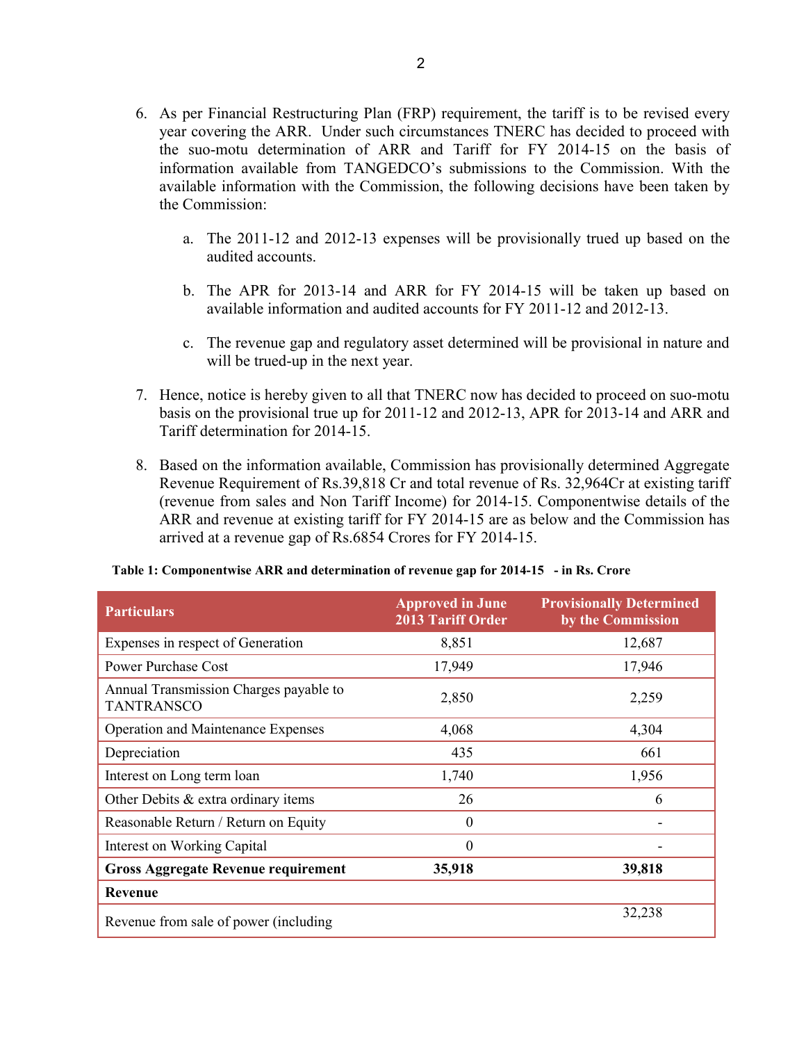6. As per Financial Restructuring Plan (FRP) requirement, the tariff is to be revised every year covering the ARR. Under such circumstances TNERC has decided to proceed with the suo-motu determination of ARR and Tariff for FY 2014-15 on the basis of information available from TANGEDCO's submissions to the Commission. With the available information with the Commission, the following decisions have been taken by the Commission:

   a. The 2011-12 and 2012-13 expenses will be provisionally trued up based on the audited accounts.

   b. The APR for 2013-14 and ARR for FY 2014-15 will be taken up based on available information and audited accounts for FY 2011-12 and 2012-13.

   c. The revenue gap and regulatory asset determined will be provisional in nature and will be trued-up in the next year.

7. Hence, notice is hereby given to all that TNERC now has decided to proceed on suo-motu basis on the provisional true up for 2011-12 and 2012-13, APR for 2013-14 and ARR and Tariff determination for 2014-15.

8. Based on the information available, Commission has provisionally determined Aggregate Revenue Requirement of Rs.39,818 Cr and total revenue of Rs. 32,964Cr at existing tariff (revenue from sales and Non Tariff Income) for 2014-15. Componentwise details of the ARR and revenue at existing tariff for FY 2014-15 are as below and the Commission has arrived at a revenue gap of Rs.6854 Crores for FY 2014-15.

**Table 1: Componentwise ARR and determination of revenue gap for 2014-15 - in Rs. Crore**

| Particulars | Approved in June 2013 Tariff Order | Provisionally Determined by the Commission |
|---|---|---|
| Expenses in respect of Generation | 8,851 | 12,687 |
| Power Purchase Cost | 17,949 | 17,946 |
| Annual Transmission Charges payable to TANTRANSCO | 2,850 | 2,259 |
| Operation and Maintenance Expenses | 4,068 | 4,304 |
| Depreciation | 435 | 661 |
| Interest on Long term loan | 1,740 | 1,956 |
| Other Debits & extra ordinary items | 26 | 6 |
| Reasonable Return / Return on Equity | 0 | - |
| Interest on Working Capital | 0 | - |
| **Gross Aggregate Revenue requirement** | **35,918** | **39,818** |
| **Revenue** | | |
| Revenue from sale of power (including | | 32,238 |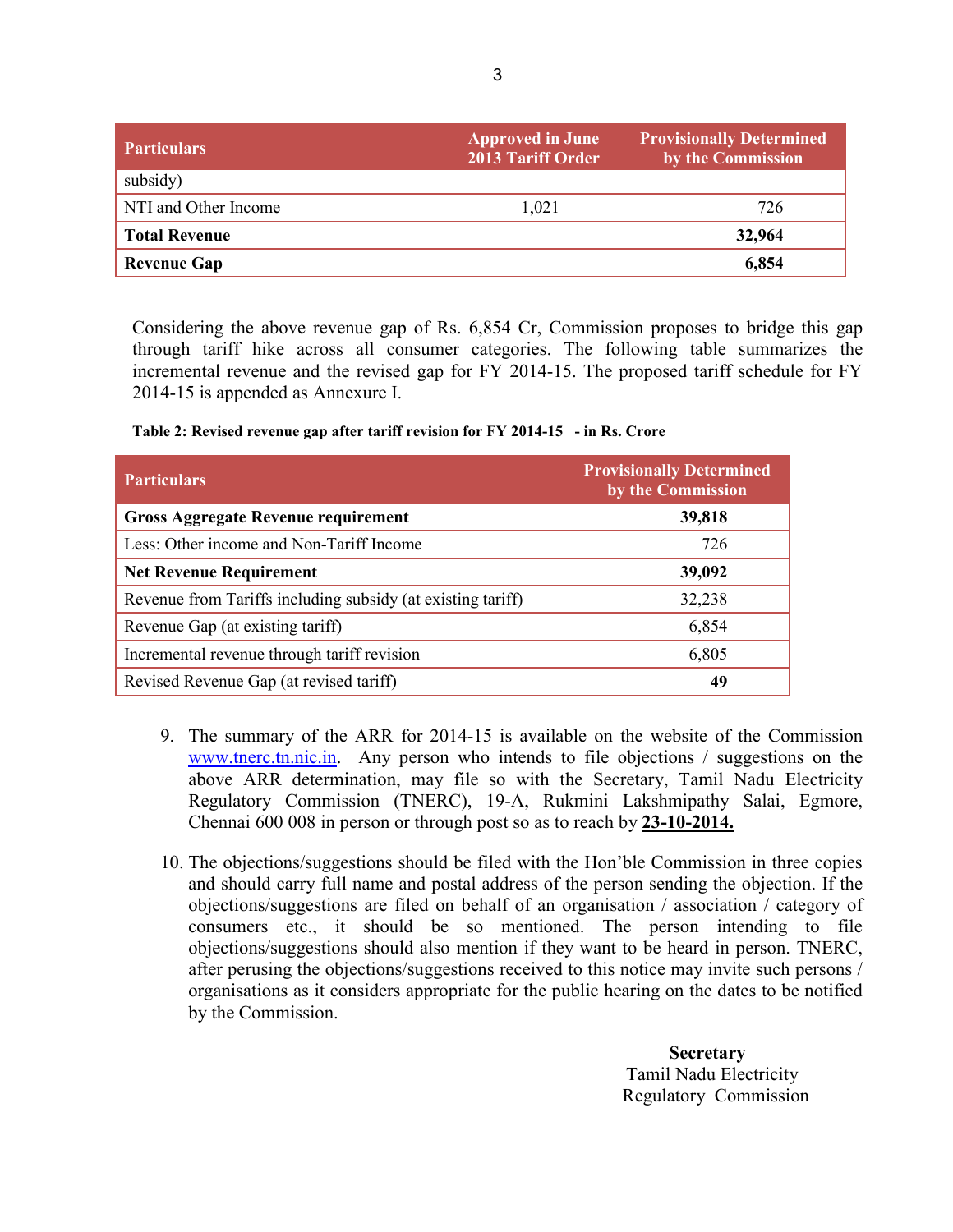| Particulars | Approved in June 2013 Tariff Order | Provisionally Determined by the Commission |
|---|---|---|
| subsidy) | | |
| NTI and Other Income | 1,021 | 726 |
| **Total Revenue** | | **32,964** |
| **Revenue Gap** | | **6,854** |

Considering the above revenue gap of Rs. 6,854 Cr, Commission proposes to bridge this gap through tariff hike across all consumer categories. The following table summarizes the incremental revenue and the revised gap for FY 2014-15. The proposed tariff schedule for FY 2014-15 is appended as Annexure I.

**Table 2: Revised revenue gap after tariff revision for FY 2014-15 - in Rs. Crore**

| Particulars | Provisionally Determined by the Commission |
|---|---|
| **Gross Aggregate Revenue requirement** | **39,818** |
| Less: Other income and Non-Tariff Income | 726 |
| **Net Revenue Requirement** | **39,092** |
| Revenue from Tariffs including subsidy (at existing tariff) | 32,238 |
| Revenue Gap (at existing tariff) | 6,854 |
| Incremental revenue through tariff revision | 6,805 |
| Revised Revenue Gap (at revised tariff) | **49** |

9. The summary of the ARR for 2014-15 is available on the website of the Commission www.tnerc.tn.nic.in. Any person who intends to file objections / suggestions on the above ARR determination, may file so with the Secretary, Tamil Nadu Electricity Regulatory Commission (TNERC), 19-A, Rukmini Lakshmipathy Salai, Egmore, Chennai 600 008 in person or through post so as to reach by **23-10-2014.**

10. The objections/suggestions should be filed with the Hon'ble Commission in three copies and should carry full name and postal address of the person sending the objection. If the objections/suggestions are filed on behalf of an organisation / association / category of consumers etc., it should be so mentioned. The person intending to file objections/suggestions should also mention if they want to be heard in person. TNERC, after perusing the objections/suggestions received to this notice may invite such persons / organisations as it considers appropriate for the public hearing on the dates to be notified by the Commission.

**Secretary**
Tamil Nadu Electricity
Regulatory Commission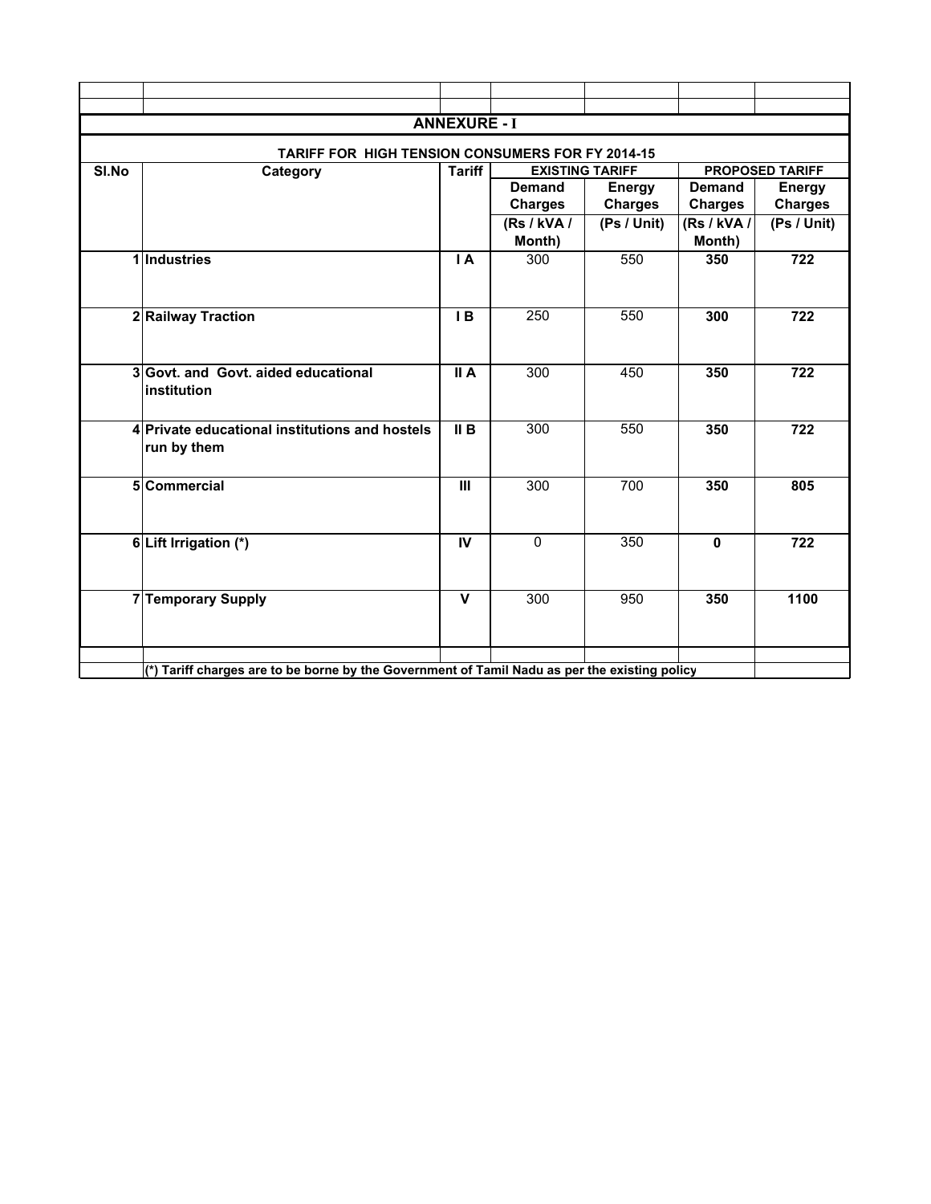## ANNEXURE - I

### TARIFF FOR HIGH TENSION CONSUMERS FOR FY 2014-15

| Sl.No | Category | Tariff | EXISTING TARIFF | | PROPOSED TARIFF | |
|---|---|---|---|---|---|---|
| | | | Demand Charges | Energy Charges | Demand Charges | Energy Charges |
| | | | (Rs / kVA / Month) | (Ps / Unit) | (Rs / kVA / Month) | (Ps / Unit) |
| 1 | **Industries** | **I A** | 300 | 550 | **350** | **722** |
| 2 | **Railway Traction** | **I B** | 250 | 550 | **300** | **722** |
| 3 | **Govt. and Govt. aided educational institution** | **II A** | 300 | 450 | **350** | **722** |
| 4 | **Private educational institutions and hostels run by them** | **II B** | 300 | 550 | **350** | **722** |
| 5 | **Commercial** | **III** | 300 | 700 | **350** | **805** |
| 6 | **Lift Irrigation (*)** | **IV** | 0 | 350 | **0** | **722** |
| 7 | **Temporary Supply** | **V** | 300 | 950 | **350** | **1100** |

**(*) Tariff charges are to be borne by the Government of Tamil Nadu as per the existing policy**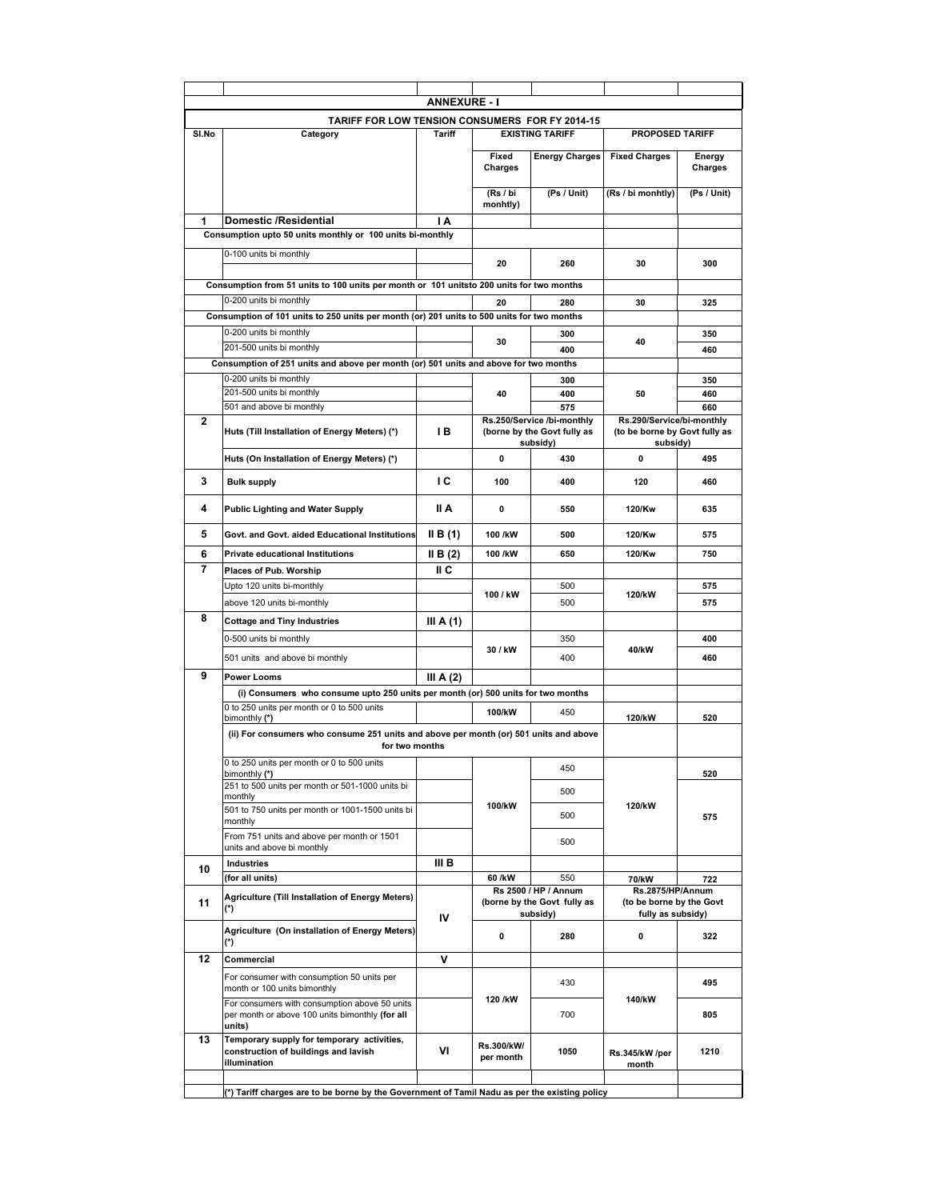## ANNEXURE - I

### TARIFF FOR LOW TENSION CONSUMERS FOR FY 2014-15

| Sl.No | Category | Tariff | EXISTING TARIFF | | PROPOSED TARIFF | |
|---|---|---|---|---|---|---|
| | | | Fixed Charges | Energy Charges | Fixed Charges | Energy Charges |
| | | | (Rs / bi monhtly) | (Ps / Unit) | (Rs / bi monhtly) | (Ps / Unit) |
| 1 | **Domestic /Residential** | I A | | | | |
| | **Consumption upto 50 units monthly or 100 units bi-monthly** | | | | | |
| | 0-100 units bi monthly | | 20 | 260 | 30 | 300 |
| | **Consumption from 51 units to 100 units per month or 101 unitsto 200 units for two months** | | | | | |
| | 0-200 units bi monthly | | 20 | 280 | 30 | 325 |
| | **Consumption of 101 units to 250 units per month (or) 201 units to 500 units for two months** | | | | | |
| | 0-200 units bi monthly | | 30 | 300 | 40 | 350 |
| | 201-500 units bi monthly | | | 400 | | 460 |
| | **Consumption of 251 units and above per month (or) 501 units and above for two months** | | | | | |
| | 0-200 units bi monthly | | 40 | 300 | 50 | 350 |
| | 201-500 units bi monthly | | | 400 | | 460 |
| | 501 and above bi monthly | | | 575 | | 660 |
| 2 | **Huts (Till Installation of Energy Meters) (\*)** | I B | Rs.250/Service /bi-monthly (borne by the Govt fully as subsidy) | | Rs.290/Service/bi-monthly (to be borne by Govt fully as subsidy) | |
| | **Huts (On Installation of Energy Meters) (\*)** | | 0 | 430 | 0 | 495 |
| 3 | **Bulk supply** | I C | 100 | 400 | 120 | 460 |
| 4 | **Public Lighting and Water Supply** | II A | 0 | 550 | 120/Kw | 635 |
| 5 | **Govt. and Govt. aided Educational Institutions** | II B (1) | 100 /kW | 500 | 120/Kw | 575 |
| 6 | **Private educational Institutions** | II B (2) | 100 /kW | 650 | 120/Kw | 750 |
| 7 | **Places of Pub. Worship** | II C | | | | |
| | Upto 120 units bi-monthly | | 100 / kW | 500 | 120/kW | 575 |
| | above 120 units bi-monthly | | | 500 | | 575 |
| 8 | **Cottage and Tiny Industries** | III A (1) | | | | |
| | 0-500 units bi monthly | | 30 / kW | 350 | 40/kW | 400 |
| | 501 units and above bi monthly | | | 400 | | 460 |
| 9 | **Power Looms** | III A (2) | | | | |
| | **(i) Consumers who consume upto 250 units per month (or) 500 units for two months** | | | | | |
| | 0 to 250 units per month or 0 to 500 units bimonthly **(\*)** | | 100/kW | 450 | 120/kW | 520 |
| | **(ii) For consumers who consume 251 units and above per month (or) 501 units and above for two months** | | | | | |
| | 0 to 250 units per month or 0 to 500 units bimonthly **(\*)** | | 100/kW | 450 | 120/kW | 520 |
| | 251 to 500 units per month or 501-1000 units bi monthly | | | 500 | | 575 |
| | 501 to 750 units per month or 1001-1500 units bi monthly | | | 500 | | |
| | From 751 units and above per month or 1501 units and above bi monthly | | | 500 | | |
| 10 | **Industries** | III B | | | | |
| | **(for all units)** | | 60 /kW | 550 | 70/kW | 722 |
| 11 | **Agriculture (Till Installation of Energy Meters) (\*)** | IV | Rs 2500 / HP / Annum (borne by the Govt fully as subsidy) | | Rs.2875/HP/Annum (to be borne by the Govt fully as subsidy) | |
| | **Agriculture (On installation of Energy Meters) (\*)** | | 0 | 280 | 0 | 322 |
| 12 | **Commercial** | V | | | | |
| | For consumer with consumption 50 units per month or 100 units bimonthly | | 120 /kW | 430 | 140/kW | 495 |
| | For consumers with consumption above 50 units per month or above 100 units bimonthly **(for all units)** | | | 700 | | 805 |
| 13 | **Temporary supply for temporary activities, construction of buildings and lavish illumination** | VI | Rs.300/kW/ per month | 1050 | Rs.345/kW /per month | 1210 |

**(\*) Tariff charges are to be borne by the Government of Tamil Nadu as per the existing policy**